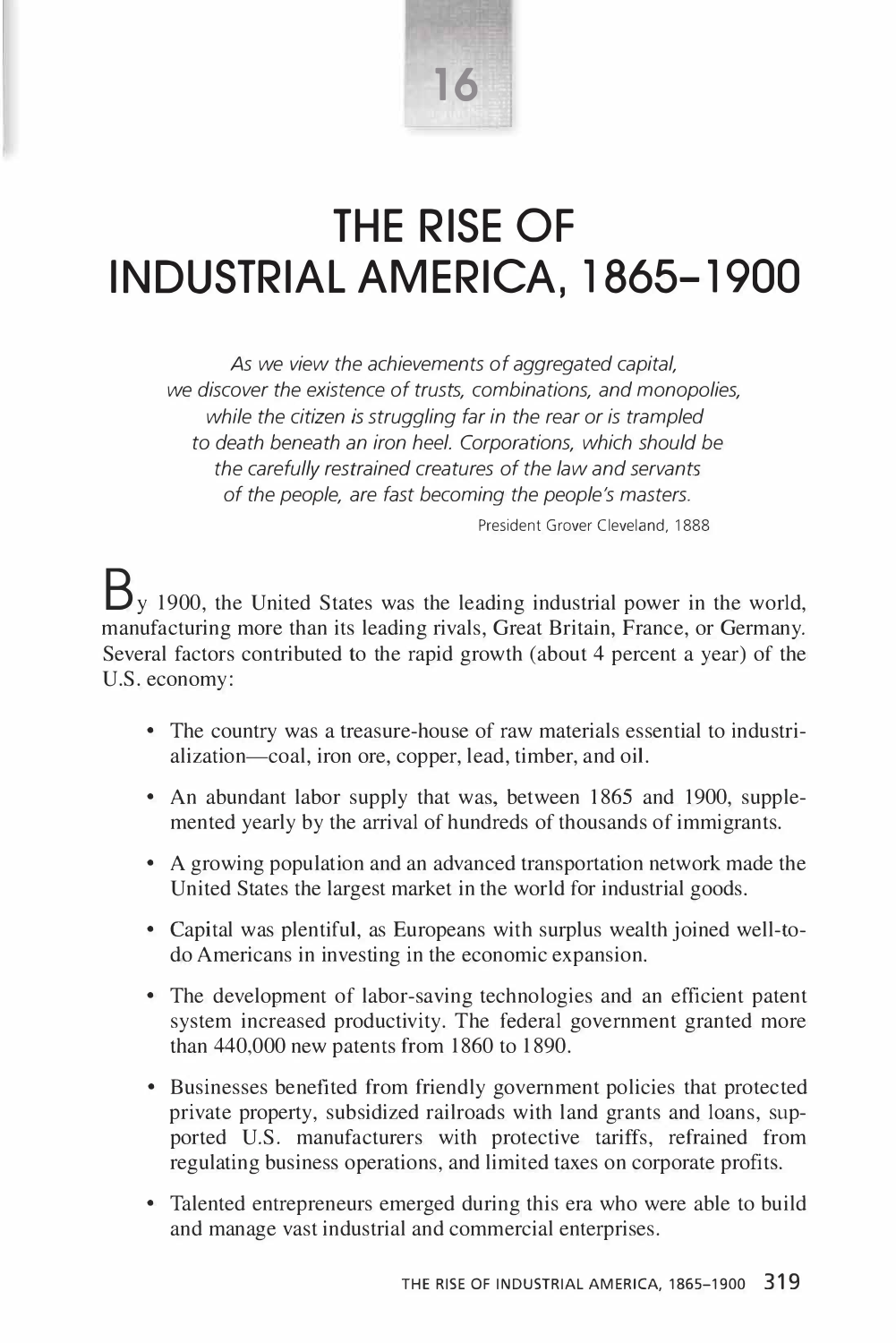# 16

# THE RISE OF INDUSTRIAL AMERICA, 1865–1900

*As we view the achievements of aggregated capital, we discover the existence of trusts, combinations, and monopolies, while the citizen is struggling far in the rear or is trampled to death beneath an iron heel. Corporations, which should be the carefully restrained creatures of the law and servants of the people, are fast becoming the people's masters.*

President Grover Cleveland, 1888

By 1900, the United States was the leading industrial power in the world, manufacturing more than its leading rivals, Great Britain, France, or Germany. Several factors contributed to the rapid growth (about 4 percent a year) of the U.S. economy:

- The country was a treasure-house of raw materials essential to industrialization—coal, iron ore, copper, lead, timber, and oil.
- An abundant labor supply that was, between 1865 and 1900, supplemented yearly by the arrival of hundreds of thousands of immigrants.
- A growing population and an advanced transportation network made the United States the largest market in the world for industrial goods.
- Capital was plentiful, as Europeans with surplus wealth joined well-to-do Americans in investing in the economic expansion.
- The development of labor-saving technologies and an efficient patent system increased productivity. The federal government granted more than 440,000 new patents from 1860 to 1890.
- Businesses benefited from friendly government policies that protected private property, subsidized railroads with land grants and loans, supported U.S. manufacturers with protective tariffs, refrained from regulating business operations, and limited taxes on corporate profits.
- Talented entrepreneurs emerged during this era who were able to build and manage vast industrial and commercial enterprises.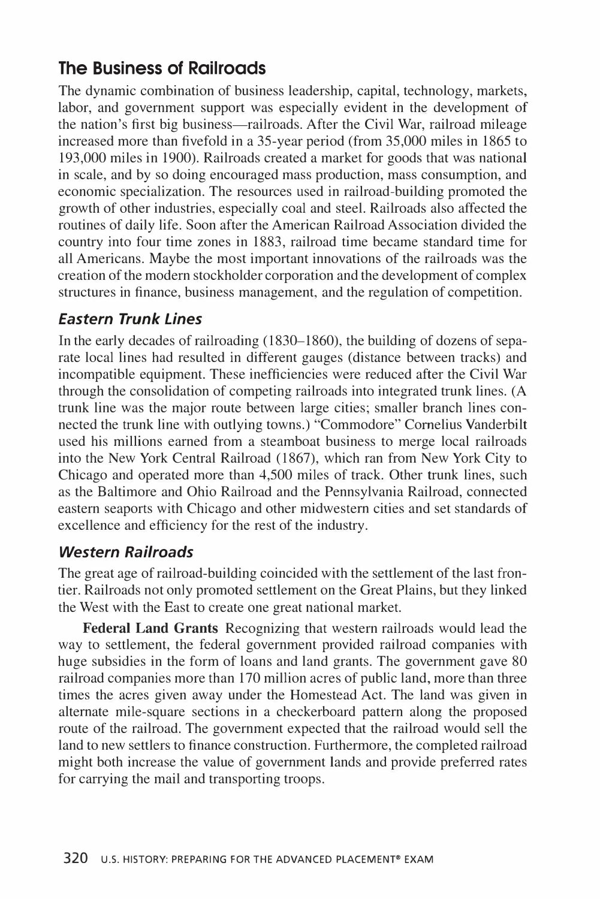## The Business of Railroads

The dynamic combination of business leadership, capital, technology, markets, labor, and government support was especially evident in the development of the nation's first big business—railroads. After the Civil War, railroad mileage increased more than fivefold in a 35-year period (from 35,000 miles in 1865 to 193,000 miles in 1900). Railroads created a market for goods that was national in scale, and by so doing encouraged mass production, mass consumption, and economic specialization. The resources used in railroad-building promoted the growth of other industries, especially coal and steel. Railroads also affected the routines of daily life. Soon after the American Railroad Association divided the country into four time zones in 1883, railroad time became standard time for all Americans. Maybe the most important innovations of the railroads was the creation of the modern stockholder corporation and the development of complex structures in finance, business management, and the regulation of competition.

### *Eastern Trunk Lines*

In the early decades of railroading (1830–1860), the building of dozens of separate local lines had resulted in different gauges (distance between tracks) and incompatible equipment. These inefficiencies were reduced after the Civil War through the consolidation of competing railroads into integrated trunk lines. (A trunk line was the major route between large cities; smaller branch lines connected the trunk line with outlying towns.) "Commodore" Cornelius Vanderbilt used his millions earned from a steamboat business to merge local railroads into the New York Central Railroad (1867), which ran from New York City to Chicago and operated more than 4,500 miles of track. Other trunk lines, such as the Baltimore and Ohio Railroad and the Pennsylvania Railroad, connected eastern seaports with Chicago and other midwestern cities and set standards of excellence and efficiency for the rest of the industry.

### *Western Railroads*

The great age of railroad-building coincided with the settlement of the last frontier. Railroads not only promoted settlement on the Great Plains, but they linked the West with the East to create one great national market.

**Federal Land Grants** Recognizing that western railroads would lead the way to settlement, the federal government provided railroad companies with huge subsidies in the form of loans and land grants. The government gave 80 railroad companies more than 170 million acres of public land, more than three times the acres given away under the Homestead Act. The land was given in alternate mile-square sections in a checkerboard pattern along the proposed route of the railroad. The government expected that the railroad would sell the land to new settlers to finance construction. Furthermore, the completed railroad might both increase the value of government lands and provide preferred rates for carrying the mail and transporting troops.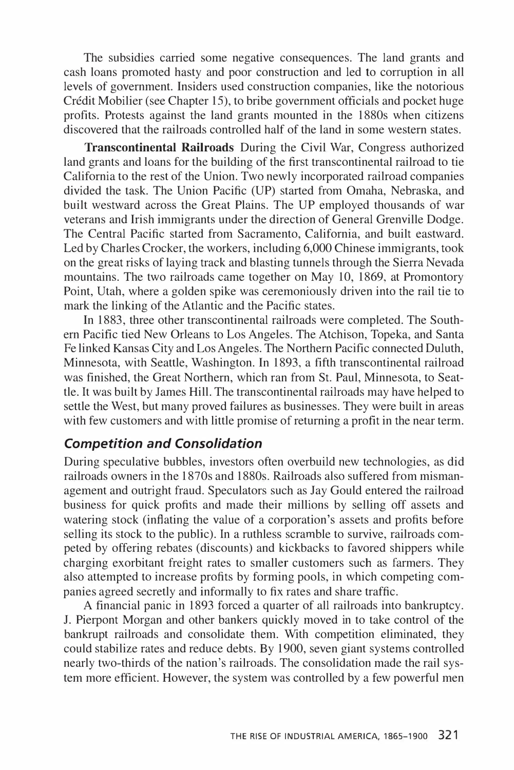The subsidies carried some negative consequences. The land grants and cash loans promoted hasty and poor construction and led to corruption in all levels of government. Insiders used construction companies, like the notorious Crédit Mobilier (see Chapter 15), to bribe government officials and pocket huge profits. Protests against the land grants mounted in the 1880s when citizens discovered that the railroads controlled half of the land in some western states.

**Transcontinental Railroads** During the Civil War, Congress authorized land grants and loans for the building of the first transcontinental railroad to tie California to the rest of the Union. Two newly incorporated railroad companies divided the task. The Union Pacific (UP) started from Omaha, Nebraska, and built westward across the Great Plains. The UP employed thousands of war veterans and Irish immigrants under the direction of General Grenville Dodge. The Central Pacific started from Sacramento, California, and built eastward. Led by Charles Crocker, the workers, including 6,000 Chinese immigrants, took on the great risks of laying track and blasting tunnels through the Sierra Nevada mountains. The two railroads came together on May 10, 1869, at Promontory Point, Utah, where a golden spike was ceremoniously driven into the rail tie to mark the linking of the Atlantic and the Pacific states.

In 1883, three other transcontinental railroads were completed. The Southern Pacific tied New Orleans to Los Angeles. The Atchison, Topeka, and Santa Fe linked Kansas City and Los Angeles. The Northern Pacific connected Duluth, Minnesota, with Seattle, Washington. In 1893, a fifth transcontinental railroad was finished, the Great Northern, which ran from St. Paul, Minnesota, to Seattle. It was built by James Hill. The transcontinental railroads may have helped to settle the West, but many proved failures as businesses. They were built in areas with few customers and with little promise of returning a profit in the near term.

### *Competition and Consolidation*

During speculative bubbles, investors often overbuild new technologies, as did railroads owners in the 1870s and 1880s. Railroads also suffered from mismanagement and outright fraud. Speculators such as Jay Gould entered the railroad business for quick profits and made their millions by selling off assets and watering stock (inflating the value of a corporation's assets and profits before selling its stock to the public). In a ruthless scramble to survive, railroads competed by offering rebates (discounts) and kickbacks to favored shippers while charging exorbitant freight rates to smaller customers such as farmers. They also attempted to increase profits by forming pools, in which competing companies agreed secretly and informally to fix rates and share traffic.

A financial panic in 1893 forced a quarter of all railroads into bankruptcy. J. Pierpont Morgan and other bankers quickly moved in to take control of the bankrupt railroads and consolidate them. With competition eliminated, they could stabilize rates and reduce debts. By 1900, seven giant systems controlled nearly two-thirds of the nation's railroads. The consolidation made the rail system more efficient. However, the system was controlled by a few powerful men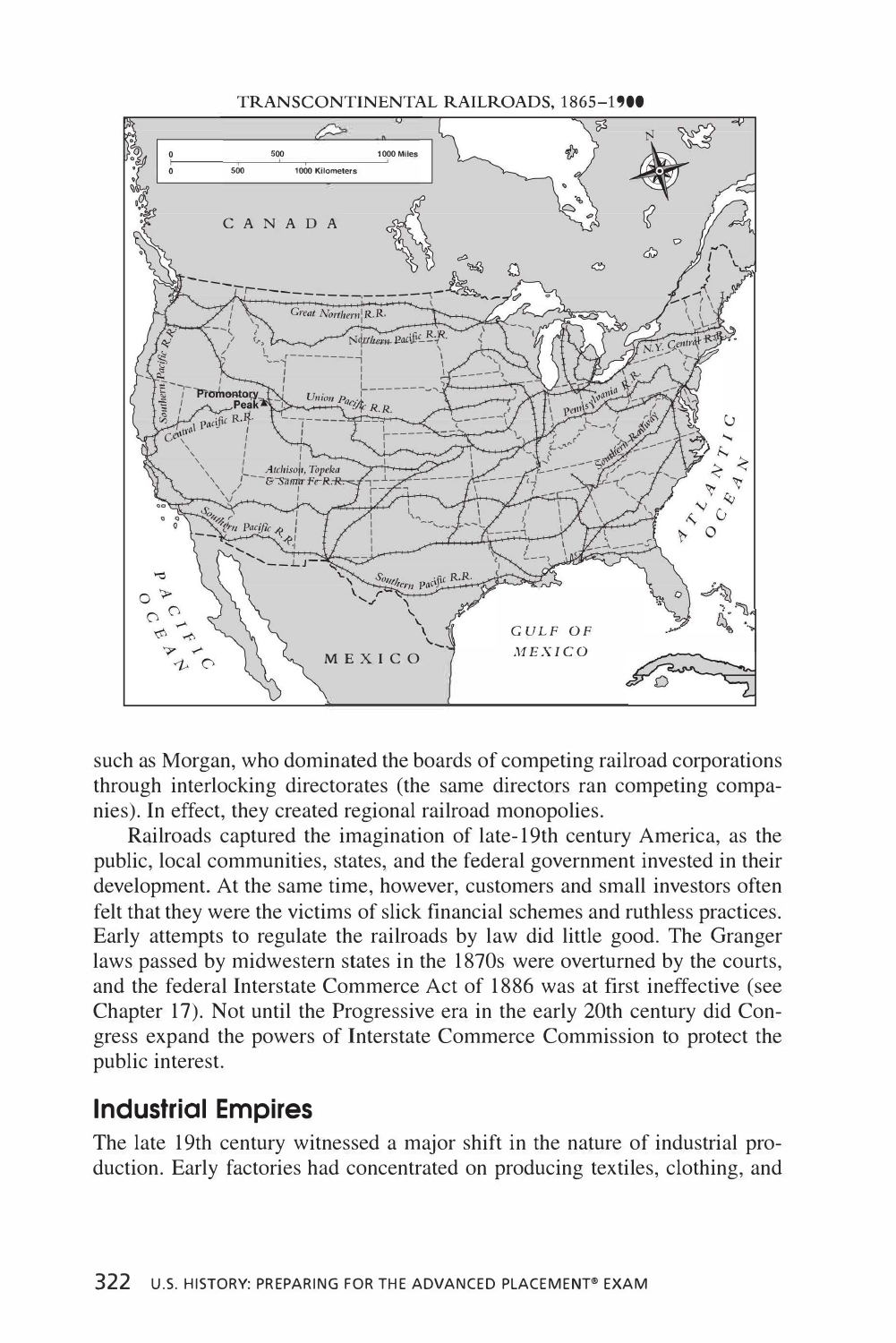TRANSCONTINENTAL RAILROADS, 1865–1900

such as Morgan, who dominated the boards of competing railroad corporations through interlocking directorates (the same directors ran competing companies). In effect, they created regional railroad monopolies.

Railroads captured the imagination of late-19th century America, as the public, local communities, states, and the federal government invested in their development. At the same time, however, customers and small investors often felt that they were the victims of slick financial schemes and ruthless practices. Early attempts to regulate the railroads by law did little good. The Granger laws passed by midwestern states in the 1870s were overturned by the courts, and the federal Interstate Commerce Act of 1886 was at first ineffective (see Chapter 17). Not until the Progressive era in the early 20th century did Congress expand the powers of Interstate Commerce Commission to protect the public interest.

## Industrial Empires

The late 19th century witnessed a major shift in the nature of industrial production. Early factories had concentrated on producing textiles, clothing, and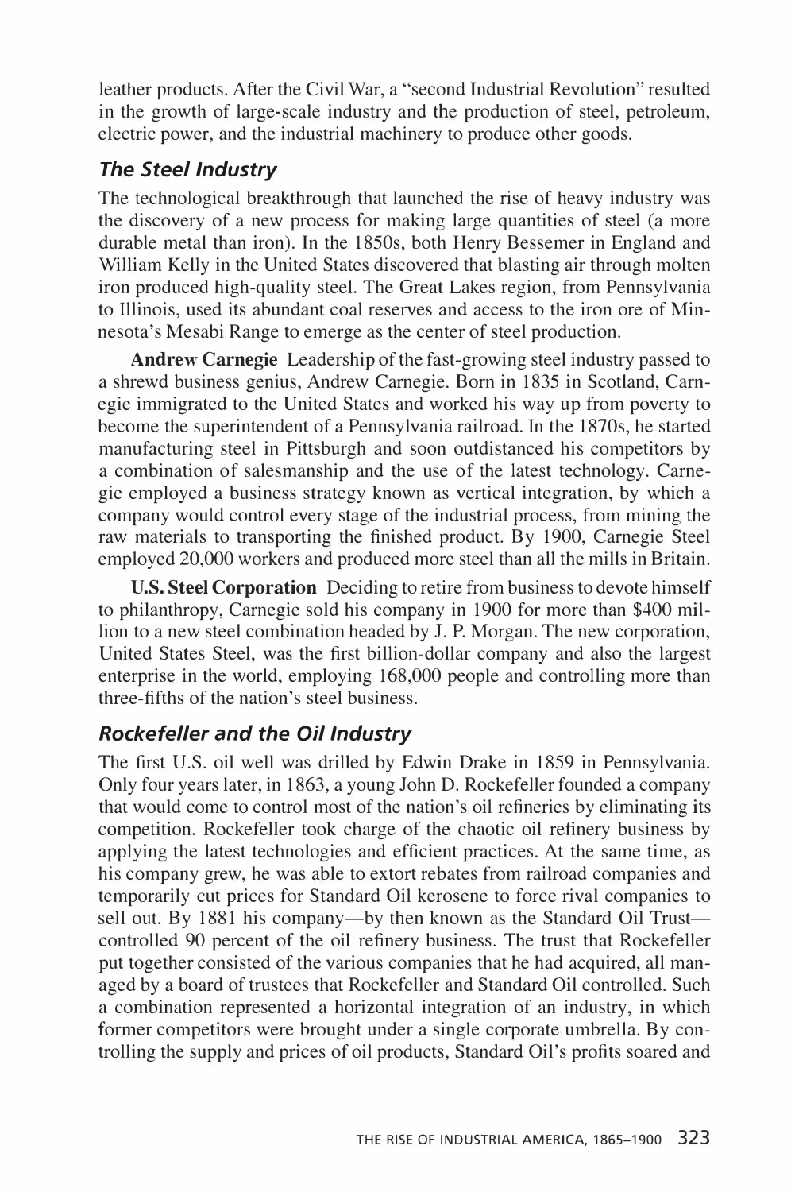leather products. After the Civil War, a "second Industrial Revolution" resulted in the growth of large-scale industry and the production of steel, petroleum, electric power, and the industrial machinery to produce other goods.

### *The Steel Industry*

The technological breakthrough that launched the rise of heavy industry was the discovery of a new process for making large quantities of steel (a more durable metal than iron). In the 1850s, both Henry Bessemer in England and William Kelly in the United States discovered that blasting air through molten iron produced high-quality steel. The Great Lakes region, from Pennsylvania to Illinois, used its abundant coal reserves and access to the iron ore of Minnesota's Mesabi Range to emerge as the center of steel production.

**Andrew Carnegie** Leadership of the fast-growing steel industry passed to a shrewd business genius, Andrew Carnegie. Born in 1835 in Scotland, Carnegie immigrated to the United States and worked his way up from poverty to become the superintendent of a Pennsylvania railroad. In the 1870s, he started manufacturing steel in Pittsburgh and soon outdistanced his competitors by a combination of salesmanship and the use of the latest technology. Carnegie employed a business strategy known as vertical integration, by which a company would control every stage of the industrial process, from mining the raw materials to transporting the finished product. By 1900, Carnegie Steel employed 20,000 workers and produced more steel than all the mills in Britain.

**U.S. Steel Corporation** Deciding to retire from business to devote himself to philanthropy, Carnegie sold his company in 1900 for more than $400 million to a new steel combination headed by J. P. Morgan. The new corporation, United States Steel, was the first billion-dollar company and also the largest enterprise in the world, employing 168,000 people and controlling more than three-fifths of the nation's steel business.

### *Rockefeller and the Oil Industry*

The first U.S. oil well was drilled by Edwin Drake in 1859 in Pennsylvania. Only four years later, in 1863, a young John D. Rockefeller founded a company that would come to control most of the nation's oil refineries by eliminating its competition. Rockefeller took charge of the chaotic oil refinery business by applying the latest technologies and efficient practices. At the same time, as his company grew, he was able to extort rebates from railroad companies and temporarily cut prices for Standard Oil kerosene to force rival companies to sell out. By 1881 his company—by then known as the Standard Oil Trust—controlled 90 percent of the oil refinery business. The trust that Rockefeller put together consisted of the various companies that he had acquired, all managed by a board of trustees that Rockefeller and Standard Oil controlled. Such a combination represented a horizontal integration of an industry, in which former competitors were brought under a single corporate umbrella. By controlling the supply and prices of oil products, Standard Oil's profits soared and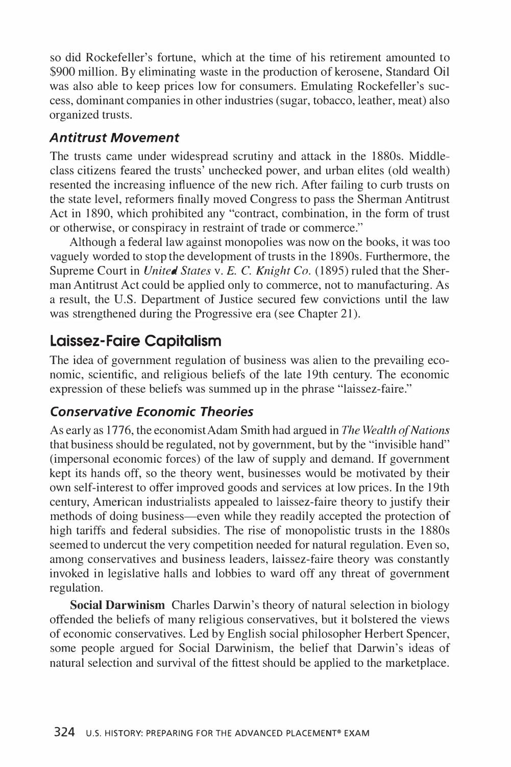so did Rockefeller's fortune, which at the time of his retirement amounted to $900 million. By eliminating waste in the production of kerosene, Standard Oil was also able to keep prices low for consumers. Emulating Rockefeller's success, dominant companies in other industries (sugar, tobacco, leather, meat) also organized trusts.

### *Antitrust Movement*

The trusts came under widespread scrutiny and attack in the 1880s. Middle-class citizens feared the trusts' unchecked power, and urban elites (old wealth) resented the increasing influence of the new rich. After failing to curb trusts on the state level, reformers finally moved Congress to pass the Sherman Antitrust Act in 1890, which prohibited any "contract, combination, in the form of trust or otherwise, or conspiracy in restraint of trade or commerce."

Although a federal law against monopolies was now on the books, it was too vaguely worded to stop the development of trusts in the 1890s. Furthermore, the Supreme Court in *United States* v. *E. C. Knight Co.* (1895) ruled that the Sherman Antitrust Act could be applied only to commerce, not to manufacturing. As a result, the U.S. Department of Justice secured few convictions until the law was strengthened during the Progressive era (see Chapter 21).

## Laissez-Faire Capitalism

The idea of government regulation of business was alien to the prevailing economic, scientific, and religious beliefs of the late 19th century. The economic expression of these beliefs was summed up in the phrase "laissez-faire."

### *Conservative Economic Theories*

As early as 1776, the economist Adam Smith had argued in *The Wealth of Nations* that business should be regulated, not by government, but by the "invisible hand" (impersonal economic forces) of the law of supply and demand. If government kept its hands off, so the theory went, businesses would be motivated by their own self-interest to offer improved goods and services at low prices. In the 19th century, American industrialists appealed to laissez-faire theory to justify their methods of doing business—even while they readily accepted the protection of high tariffs and federal subsidies. The rise of monopolistic trusts in the 1880s seemed to undercut the very competition needed for natural regulation. Even so, among conservatives and business leaders, laissez-faire theory was constantly invoked in legislative halls and lobbies to ward off any threat of government regulation.

**Social Darwinism** Charles Darwin's theory of natural selection in biology offended the beliefs of many religious conservatives, but it bolstered the views of economic conservatives. Led by English social philosopher Herbert Spencer, some people argued for Social Darwinism, the belief that Darwin's ideas of natural selection and survival of the fittest should be applied to the marketplace.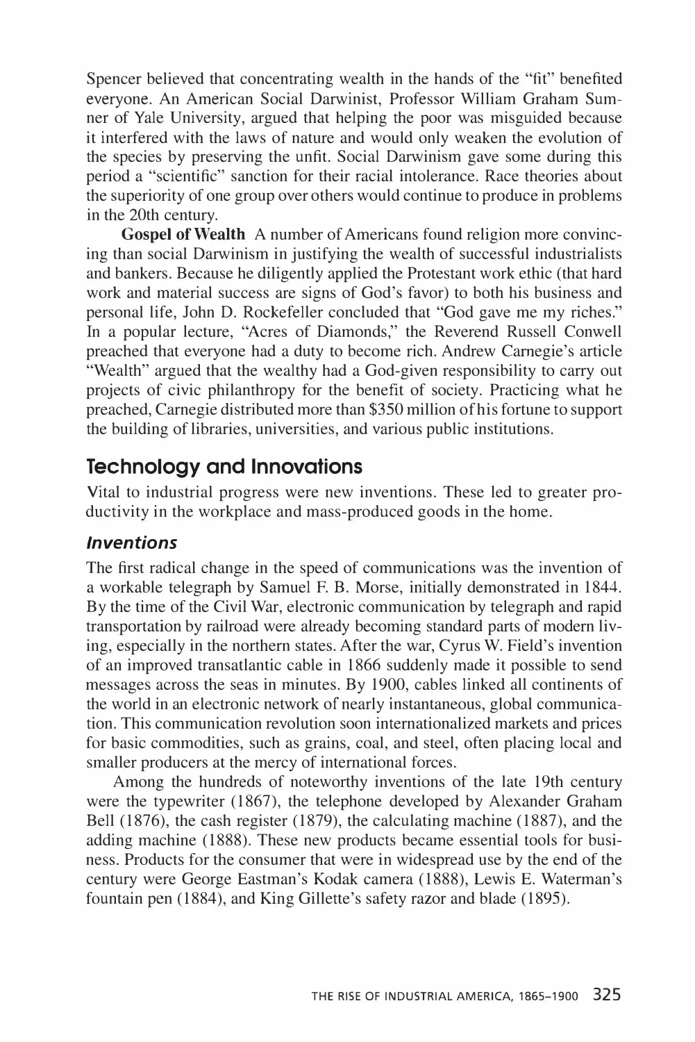Spencer believed that concentrating wealth in the hands of the "fit" benefited everyone. An American Social Darwinist, Professor William Graham Sumner of Yale University, argued that helping the poor was misguided because it interfered with the laws of nature and would only weaken the evolution of the species by preserving the unfit. Social Darwinism gave some during this period a "scientific" sanction for their racial intolerance. Race theories about the superiority of one group over others would continue to produce in problems in the 20th century.

**Gospel of Wealth** A number of Americans found religion more convincing than social Darwinism in justifying the wealth of successful industrialists and bankers. Because he diligently applied the Protestant work ethic (that hard work and material success are signs of God's favor) to both his business and personal life, John D. Rockefeller concluded that "God gave me my riches." In a popular lecture, "Acres of Diamonds," the Reverend Russell Conwell preached that everyone had a duty to become rich. Andrew Carnegie's article "Wealth" argued that the wealthy had a God-given responsibility to carry out projects of civic philanthropy for the benefit of society. Practicing what he preached, Carnegie distributed more than $350 million of his fortune to support the building of libraries, universities, and various public institutions.

## Technology and Innovations

Vital to industrial progress were new inventions. These led to greater productivity in the workplace and mass-produced goods in the home.

### *Inventions*

The first radical change in the speed of communications was the invention of a workable telegraph by Samuel F. B. Morse, initially demonstrated in 1844. By the time of the Civil War, electronic communication by telegraph and rapid transportation by railroad were already becoming standard parts of modern living, especially in the northern states. After the war, Cyrus W. Field's invention of an improved transatlantic cable in 1866 suddenly made it possible to send messages across the seas in minutes. By 1900, cables linked all continents of the world in an electronic network of nearly instantaneous, global communication. This communication revolution soon internationalized markets and prices for basic commodities, such as grains, coal, and steel, often placing local and smaller producers at the mercy of international forces.

Among the hundreds of noteworthy inventions of the late 19th century were the typewriter (1867), the telephone developed by Alexander Graham Bell (1876), the cash register (1879), the calculating machine (1887), and the adding machine (1888). These new products became essential tools for business. Products for the consumer that were in widespread use by the end of the century were George Eastman's Kodak camera (1888), Lewis E. Waterman's fountain pen (1884), and King Gillette's safety razor and blade (1895).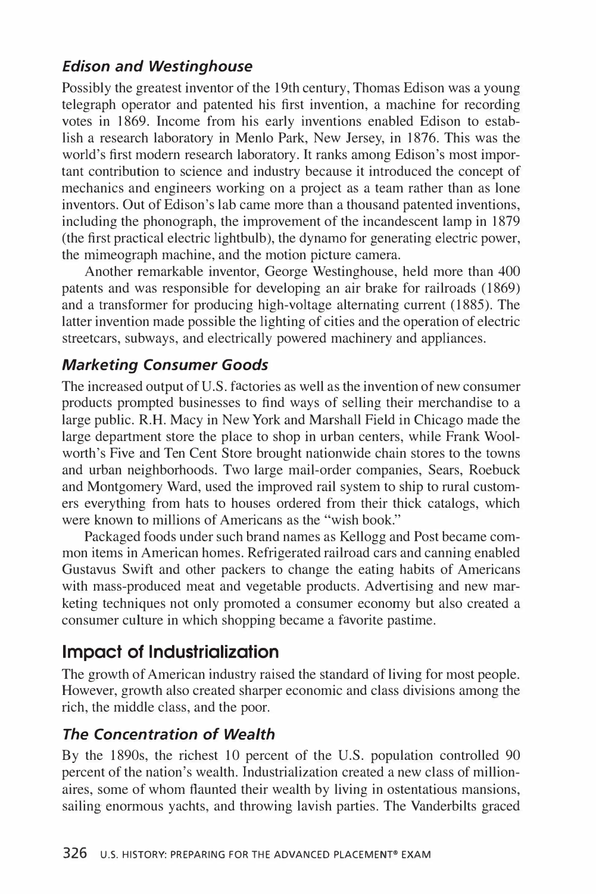### *Edison and Westinghouse*

Possibly the greatest inventor of the 19th century, Thomas Edison was a young telegraph operator and patented his first invention, a machine for recording votes in 1869. Income from his early inventions enabled Edison to establish a research laboratory in Menlo Park, New Jersey, in 1876. This was the world's first modern research laboratory. It ranks among Edison's most important contribution to science and industry because it introduced the concept of mechanics and engineers working on a project as a team rather than as lone inventors. Out of Edison's lab came more than a thousand patented inventions, including the phonograph, the improvement of the incandescent lamp in 1879 (the first practical electric lightbulb), the dynamo for generating electric power, the mimeograph machine, and the motion picture camera.

Another remarkable inventor, George Westinghouse, held more than 400 patents and was responsible for developing an air brake for railroads (1869) and a transformer for producing high-voltage alternating current (1885). The latter invention made possible the lighting of cities and the operation of electric streetcars, subways, and electrically powered machinery and appliances.

### *Marketing Consumer Goods*

The increased output of U.S. factories as well as the invention of new consumer products prompted businesses to find ways of selling their merchandise to a large public. R.H. Macy in New York and Marshall Field in Chicago made the large department store the place to shop in urban centers, while Frank Woolworth's Five and Ten Cent Store brought nationwide chain stores to the towns and urban neighborhoods. Two large mail-order companies, Sears, Roebuck and Montgomery Ward, used the improved rail system to ship to rural customers everything from hats to houses ordered from their thick catalogs, which were known to millions of Americans as the "wish book."

Packaged foods under such brand names as Kellogg and Post became common items in American homes. Refrigerated railroad cars and canning enabled Gustavus Swift and other packers to change the eating habits of Americans with mass-produced meat and vegetable products. Advertising and new marketing techniques not only promoted a consumer economy but also created a consumer culture in which shopping became a favorite pastime.

## Impact of Industrialization

The growth of American industry raised the standard of living for most people. However, growth also created sharper economic and class divisions among the rich, the middle class, and the poor.

### *The Concentration of Wealth*

By the 1890s, the richest 10 percent of the U.S. population controlled 90 percent of the nation's wealth. Industrialization created a new class of millionaires, some of whom flaunted their wealth by living in ostentatious mansions, sailing enormous yachts, and throwing lavish parties. The Vanderbilts graced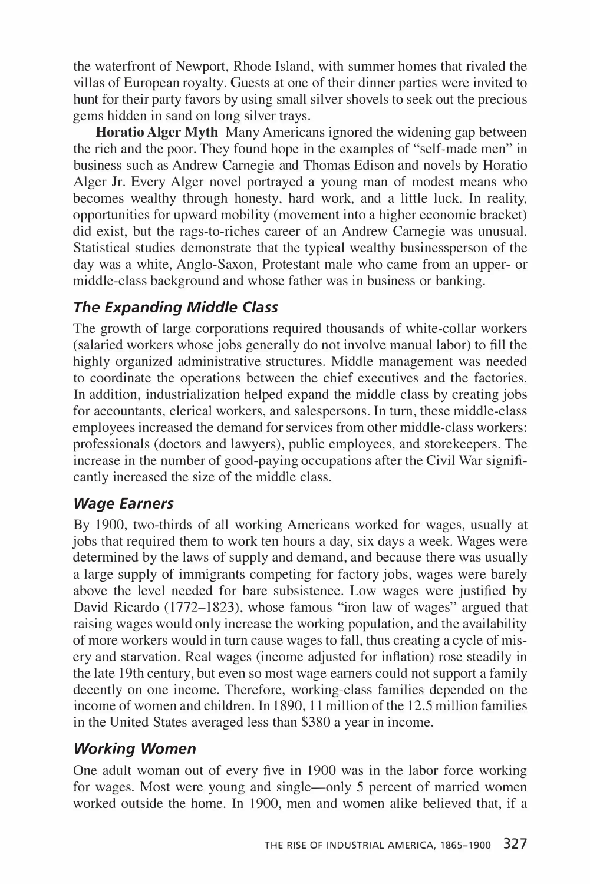the waterfront of Newport, Rhode Island, with summer homes that rivaled the villas of European royalty. Guests at one of their dinner parties were invited to hunt for their party favors by using small silver shovels to seek out the precious gems hidden in sand on long silver trays.

**Horatio Alger Myth** Many Americans ignored the widening gap between the rich and the poor. They found hope in the examples of "self-made men" in business such as Andrew Carnegie and Thomas Edison and novels by Horatio Alger Jr. Every Alger novel portrayed a young man of modest means who becomes wealthy through honesty, hard work, and a little luck. In reality, opportunities for upward mobility (movement into a higher economic bracket) did exist, but the rags-to-riches career of an Andrew Carnegie was unusual. Statistical studies demonstrate that the typical wealthy businessperson of the day was a white, Anglo-Saxon, Protestant male who came from an upper- or middle-class background and whose father was in business or banking.

### *The Expanding Middle Class*

The growth of large corporations required thousands of white-collar workers (salaried workers whose jobs generally do not involve manual labor) to fill the highly organized administrative structures. Middle management was needed to coordinate the operations between the chief executives and the factories. In addition, industrialization helped expand the middle class by creating jobs for accountants, clerical workers, and salespersons. In turn, these middle-class employees increased the demand for services from other middle-class workers: professionals (doctors and lawyers), public employees, and storekeepers. The increase in the number of good-paying occupations after the Civil War significantly increased the size of the middle class.

### *Wage Earners*

By 1900, two-thirds of all working Americans worked for wages, usually at jobs that required them to work ten hours a day, six days a week. Wages were determined by the laws of supply and demand, and because there was usually a large supply of immigrants competing for factory jobs, wages were barely above the level needed for bare subsistence. Low wages were justified by David Ricardo (1772–1823), whose famous "iron law of wages" argued that raising wages would only increase the working population, and the availability of more workers would in turn cause wages to fall, thus creating a cycle of misery and starvation. Real wages (income adjusted for inflation) rose steadily in the late 19th century, but even so most wage earners could not support a family decently on one income. Therefore, working-class families depended on the income of women and children. In 1890, 11 million of the 12.5 million families in the United States averaged less than $380 a year in income.

### *Working Women*

One adult woman out of every five in 1900 was in the labor force working for wages. Most were young and single—only 5 percent of married women worked outside the home. In 1900, men and women alike believed that, if a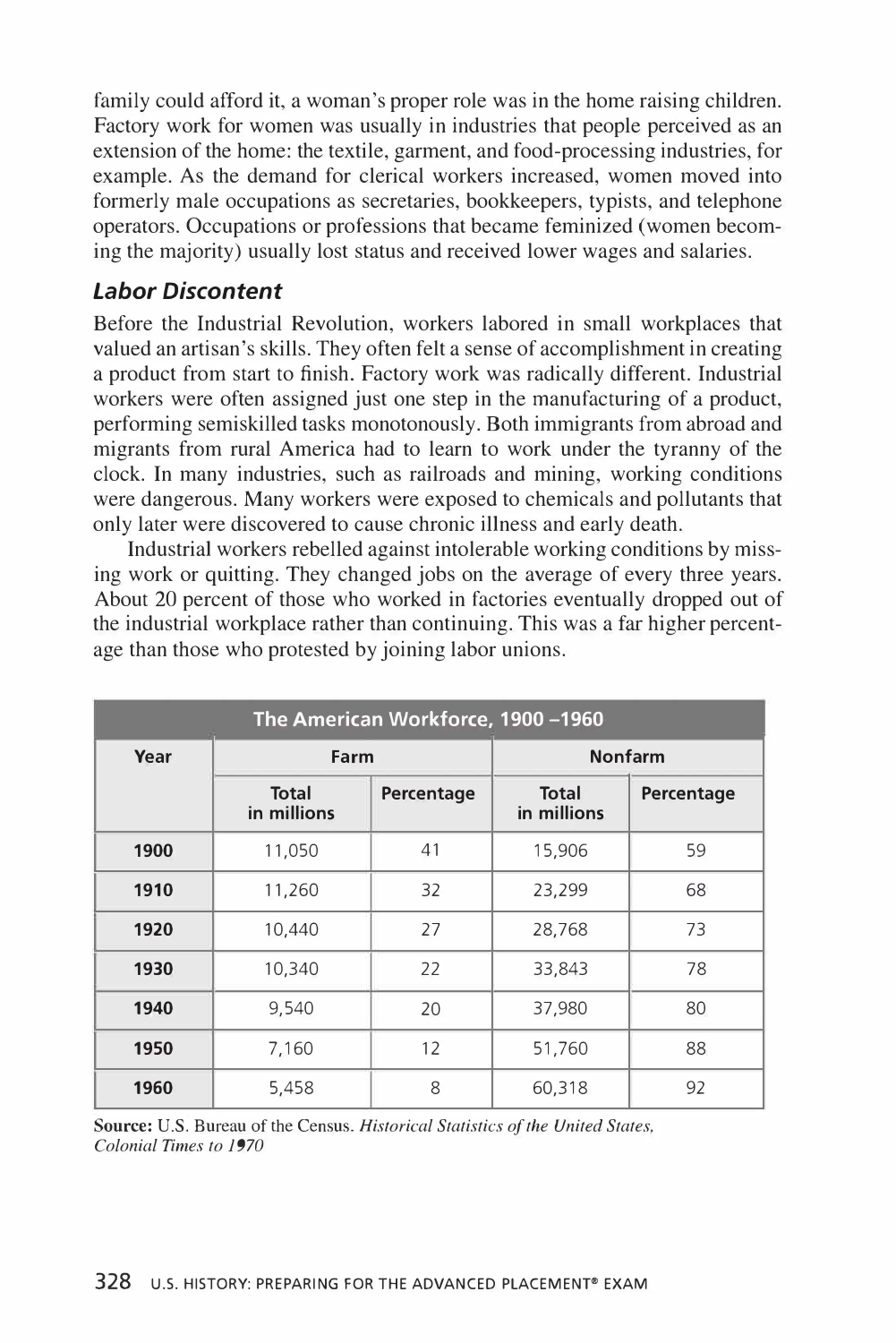family could afford it, a woman's proper role was in the home raising children. Factory work for women was usually in industries that people perceived as an extension of the home: the textile, garment, and food-processing industries, for example. As the demand for clerical workers increased, women moved into formerly male occupations as secretaries, bookkeepers, typists, and telephone operators. Occupations or professions that became feminized (women becoming the majority) usually lost status and received lower wages and salaries.

### *Labor Discontent*

Before the Industrial Revolution, workers labored in small workplaces that valued an artisan's skills. They often felt a sense of accomplishment in creating a product from start to finish. Factory work was radically different. Industrial workers were often assigned just one step in the manufacturing of a product, performing semiskilled tasks monotonously. Both immigrants from abroad and migrants from rural America had to learn to work under the tyranny of the clock. In many industries, such as railroads and mining, working conditions were dangerous. Many workers were exposed to chemicals and pollutants that only later were discovered to cause chronic illness and early death.

Industrial workers rebelled against intolerable working conditions by missing work or quitting. They changed jobs on the average of every three years. About 20 percent of those who worked in factories eventually dropped out of the industrial workplace rather than continuing. This was a far higher percentage than those who protested by joining labor unions.

| The American Workforce, 1900 –1960 | | | | |
|---|---|---|---|---|
| Year | Farm | | Nonfarm | |
| | Total in millions | Percentage | Total in millions | Percentage |
| **1900** | 11,050 | 41 | 15,906 | 59 |
| **1910** | 11,260 | 32 | 23,299 | 68 |
| **1920** | 10,440 | 27 | 28,768 | 73 |
| **1930** | 10,340 | 22 | 33,843 | 78 |
| **1940** | 9,540 | 20 | 37,980 | 80 |
| **1950** | 7,160 | 12 | 51,760 | 88 |
| **1960** | 5,458 | 8 | 60,318 | 92 |

**Source:** U.S. Bureau of the Census. *Historical Statistics of the United States, Colonial Times to 1970*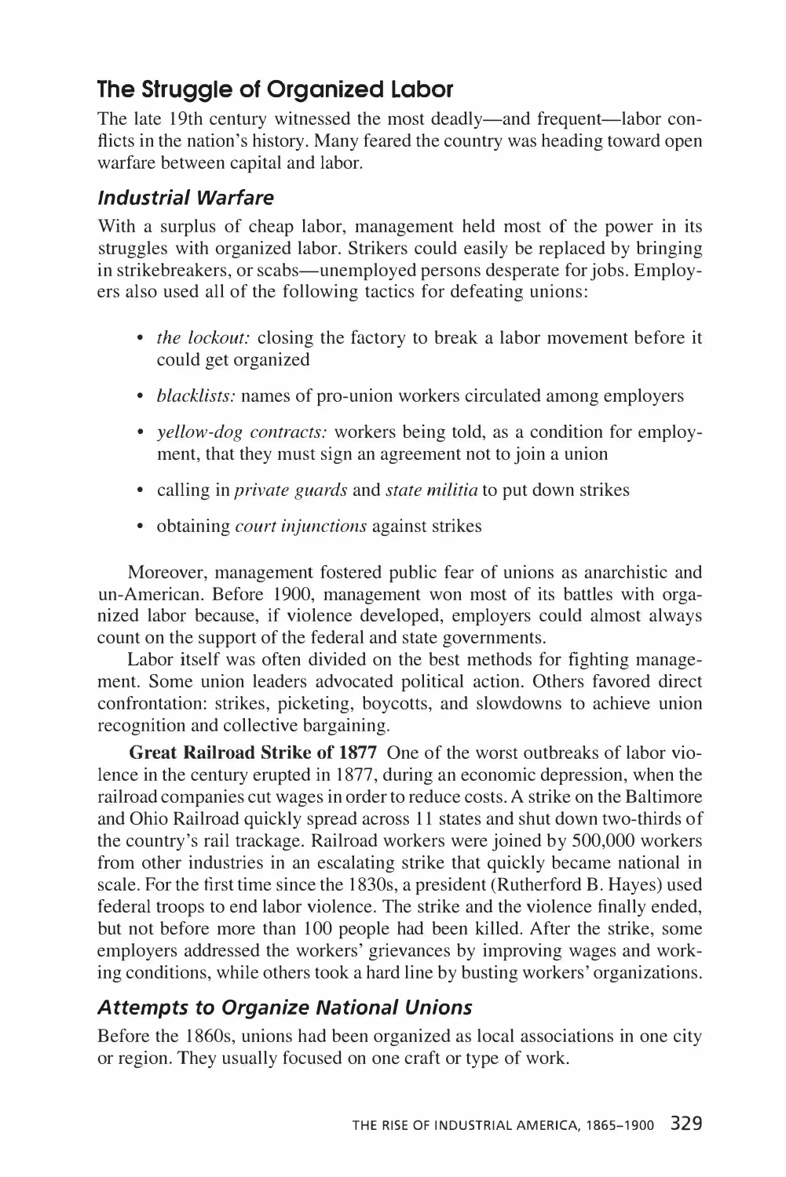## The Struggle of Organized Labor

The late 19th century witnessed the most deadly—and frequent—labor conflicts in the nation's history. Many feared the country was heading toward open warfare between capital and labor.

### *Industrial Warfare*

With a surplus of cheap labor, management held most of the power in its struggles with organized labor. Strikers could easily be replaced by bringing in strikebreakers, or scabs—unemployed persons desperate for jobs. Employers also used all of the following tactics for defeating unions:

- *the lockout:* closing the factory to break a labor movement before it could get organized
- *blacklists:* names of pro-union workers circulated among employers
- *yellow-dog contracts:* workers being told, as a condition for employment, that they must sign an agreement not to join a union
- calling in *private guards* and *state militia* to put down strikes
- obtaining *court injunctions* against strikes

Moreover, management fostered public fear of unions as anarchistic and un-American. Before 1900, management won most of its battles with organized labor because, if violence developed, employers could almost always count on the support of the federal and state governments.

Labor itself was often divided on the best methods for fighting management. Some union leaders advocated political action. Others favored direct confrontation: strikes, picketing, boycotts, and slowdowns to achieve union recognition and collective bargaining.

**Great Railroad Strike of 1877** One of the worst outbreaks of labor violence in the century erupted in 1877, during an economic depression, when the railroad companies cut wages in order to reduce costs. A strike on the Baltimore and Ohio Railroad quickly spread across 11 states and shut down two-thirds of the country's rail trackage. Railroad workers were joined by 500,000 workers from other industries in an escalating strike that quickly became national in scale. For the first time since the 1830s, a president (Rutherford B. Hayes) used federal troops to end labor violence. The strike and the violence finally ended, but not before more than 100 people had been killed. After the strike, some employers addressed the workers' grievances by improving wages and working conditions, while others took a hard line by busting workers' organizations.

### *Attempts to Organize National Unions*

Before the 1860s, unions had been organized as local associations in one city or region. They usually focused on one craft or type of work.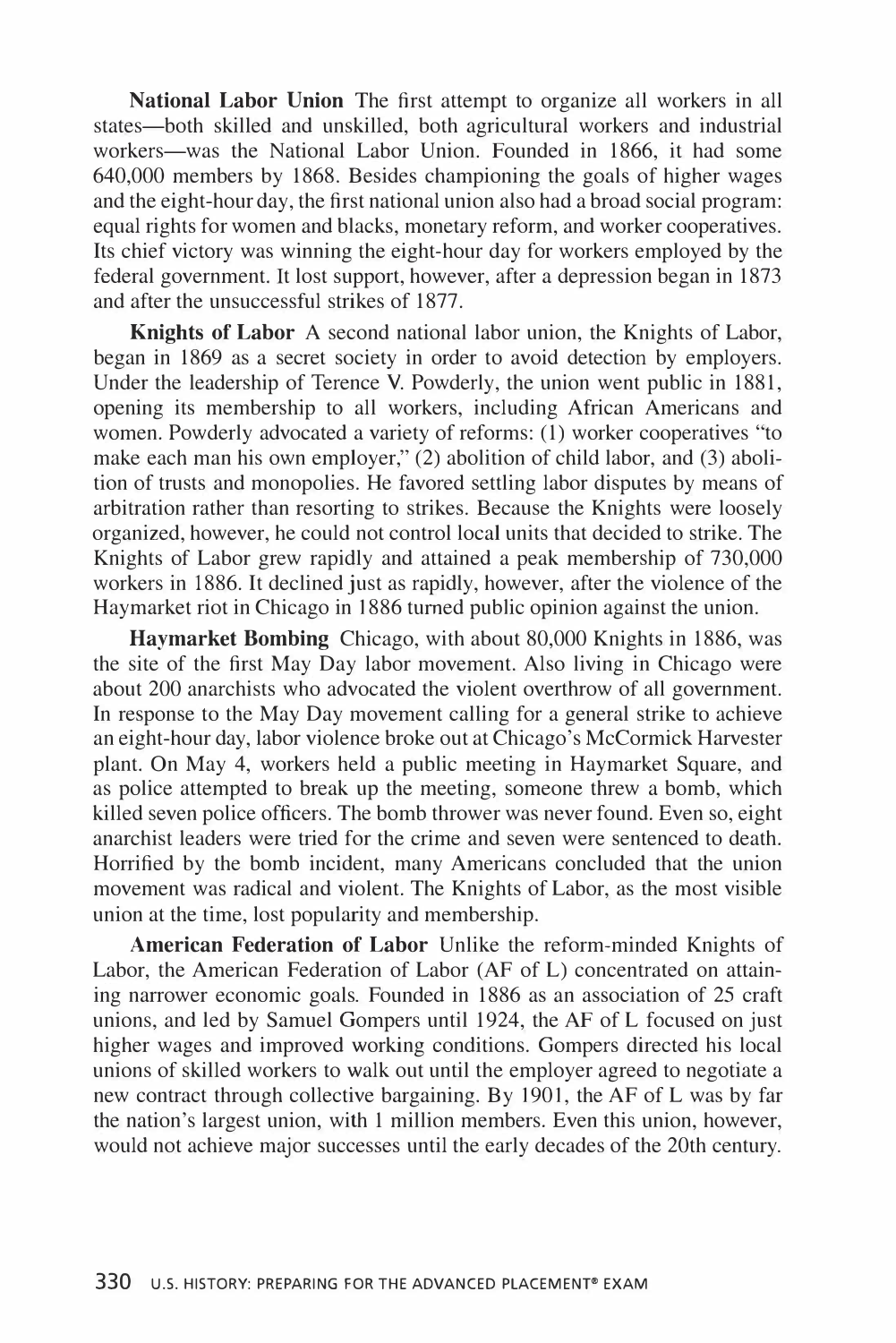**National Labor Union** The first attempt to organize all workers in all states—both skilled and unskilled, both agricultural workers and industrial workers—was the National Labor Union. Founded in 1866, it had some 640,000 members by 1868. Besides championing the goals of higher wages and the eight-hour day, the first national union also had a broad social program: equal rights for women and blacks, monetary reform, and worker cooperatives. Its chief victory was winning the eight-hour day for workers employed by the federal government. It lost support, however, after a depression began in 1873 and after the unsuccessful strikes of 1877.

**Knights of Labor** A second national labor union, the Knights of Labor, began in 1869 as a secret society in order to avoid detection by employers. Under the leadership of Terence V. Powderly, the union went public in 1881, opening its membership to all workers, including African Americans and women. Powderly advocated a variety of reforms: (1) worker cooperatives "to make each man his own employer," (2) abolition of child labor, and (3) abolition of trusts and monopolies. He favored settling labor disputes by means of arbitration rather than resorting to strikes. Because the Knights were loosely organized, however, he could not control local units that decided to strike. The Knights of Labor grew rapidly and attained a peak membership of 730,000 workers in 1886. It declined just as rapidly, however, after the violence of the Haymarket riot in Chicago in 1886 turned public opinion against the union.

**Haymarket Bombing** Chicago, with about 80,000 Knights in 1886, was the site of the first May Day labor movement. Also living in Chicago were about 200 anarchists who advocated the violent overthrow of all government. In response to the May Day movement calling for a general strike to achieve an eight-hour day, labor violence broke out at Chicago's McCormick Harvester plant. On May 4, workers held a public meeting in Haymarket Square, and as police attempted to break up the meeting, someone threw a bomb, which killed seven police officers. The bomb thrower was never found. Even so, eight anarchist leaders were tried for the crime and seven were sentenced to death. Horrified by the bomb incident, many Americans concluded that the union movement was radical and violent. The Knights of Labor, as the most visible union at the time, lost popularity and membership.

**American Federation of Labor** Unlike the reform-minded Knights of Labor, the American Federation of Labor (AF of L) concentrated on attaining narrower economic goals. Founded in 1886 as an association of 25 craft unions, and led by Samuel Gompers until 1924, the AF of L focused on just higher wages and improved working conditions. Gompers directed his local unions of skilled workers to walk out until the employer agreed to negotiate a new contract through collective bargaining. By 1901, the AF of L was by far the nation's largest union, with 1 million members. Even this union, however, would not achieve major successes until the early decades of the 20th century.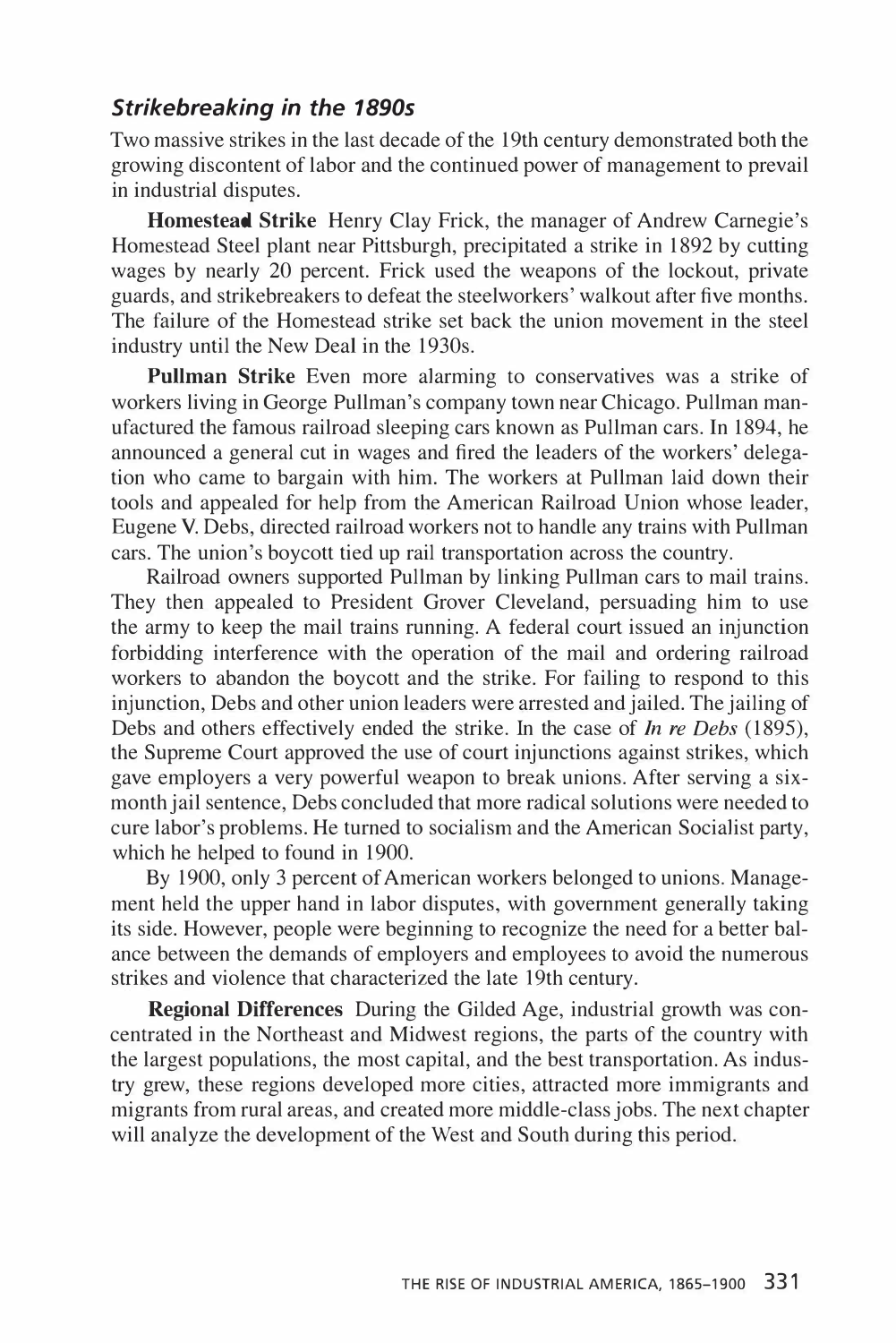### *Strikebreaking in the 1890s*

Two massive strikes in the last decade of the 19th century demonstrated both the growing discontent of labor and the continued power of management to prevail in industrial disputes.

**Homestead Strike** Henry Clay Frick, the manager of Andrew Carnegie's Homestead Steel plant near Pittsburgh, precipitated a strike in 1892 by cutting wages by nearly 20 percent. Frick used the weapons of the lockout, private guards, and strikebreakers to defeat the steelworkers' walkout after five months. The failure of the Homestead strike set back the union movement in the steel industry until the New Deal in the 1930s.

**Pullman Strike** Even more alarming to conservatives was a strike of workers living in George Pullman's company town near Chicago. Pullman manufactured the famous railroad sleeping cars known as Pullman cars. In 1894, he announced a general cut in wages and fired the leaders of the workers' delegation who came to bargain with him. The workers at Pullman laid down their tools and appealed for help from the American Railroad Union whose leader, Eugene V. Debs, directed railroad workers not to handle any trains with Pullman cars. The union's boycott tied up rail transportation across the country.

Railroad owners supported Pullman by linking Pullman cars to mail trains. They then appealed to President Grover Cleveland, persuading him to use the army to keep the mail trains running. A federal court issued an injunction forbidding interference with the operation of the mail and ordering railroad workers to abandon the boycott and the strike. For failing to respond to this injunction, Debs and other union leaders were arrested and jailed. The jailing of Debs and others effectively ended the strike. In the case of *In re Debs* (1895), the Supreme Court approved the use of court injunctions against strikes, which gave employers a very powerful weapon to break unions. After serving a six-month jail sentence, Debs concluded that more radical solutions were needed to cure labor's problems. He turned to socialism and the American Socialist party, which he helped to found in 1900.

By 1900, only 3 percent of American workers belonged to unions. Management held the upper hand in labor disputes, with government generally taking its side. However, people were beginning to recognize the need for a better balance between the demands of employers and employees to avoid the numerous strikes and violence that characterized the late 19th century.

**Regional Differences** During the Gilded Age, industrial growth was concentrated in the Northeast and Midwest regions, the parts of the country with the largest populations, the most capital, and the best transportation. As industry grew, these regions developed more cities, attracted more immigrants and migrants from rural areas, and created more middle-class jobs. The next chapter will analyze the development of the West and South during this period.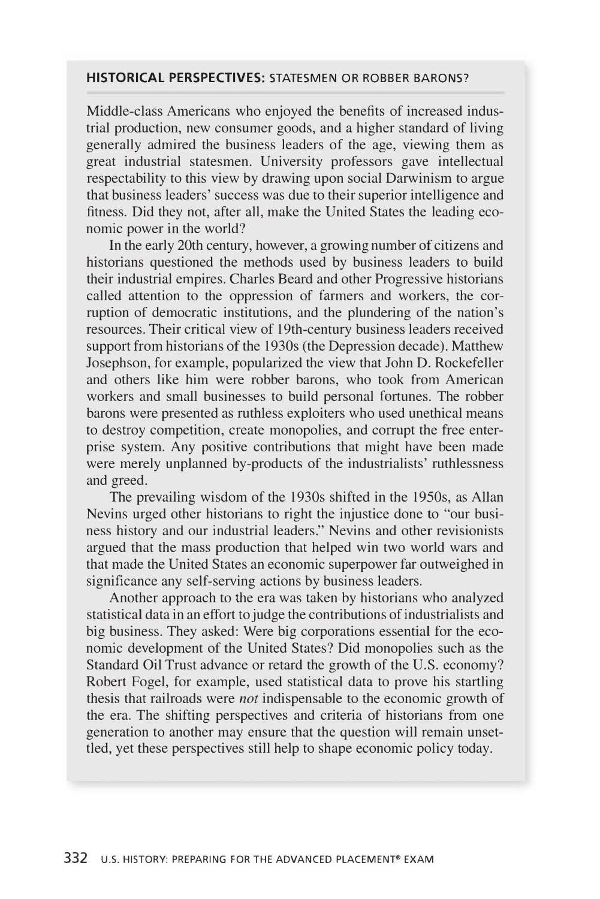### HISTORICAL PERSPECTIVES: STATESMEN OR ROBBER BARONS?

Middle-class Americans who enjoyed the benefits of increased industrial production, new consumer goods, and a higher standard of living generally admired the business leaders of the age, viewing them as great industrial statesmen. University professors gave intellectual respectability to this view by drawing upon social Darwinism to argue that business leaders' success was due to their superior intelligence and fitness. Did they not, after all, make the United States the leading economic power in the world?

In the early 20th century, however, a growing number of citizens and historians questioned the methods used by business leaders to build their industrial empires. Charles Beard and other Progressive historians called attention to the oppression of farmers and workers, the corruption of democratic institutions, and the plundering of the nation's resources. Their critical view of 19th-century business leaders received support from historians of the 1930s (the Depression decade). Matthew Josephson, for example, popularized the view that John D. Rockefeller and others like him were robber barons, who took from American workers and small businesses to build personal fortunes. The robber barons were presented as ruthless exploiters who used unethical means to destroy competition, create monopolies, and corrupt the free enterprise system. Any positive contributions that might have been made were merely unplanned by-products of the industrialists' ruthlessness and greed.

The prevailing wisdom of the 1930s shifted in the 1950s, as Allan Nevins urged other historians to right the injustice done to "our business history and our industrial leaders." Nevins and other revisionists argued that the mass production that helped win two world wars and that made the United States an economic superpower far outweighed in significance any self-serving actions by business leaders.

Another approach to the era was taken by historians who analyzed statistical data in an effort to judge the contributions of industrialists and big business. They asked: Were big corporations essential for the economic development of the United States? Did monopolies such as the Standard Oil Trust advance or retard the growth of the U.S. economy? Robert Fogel, for example, used statistical data to prove his startling thesis that railroads were *not* indispensable to the economic growth of the era. The shifting perspectives and criteria of historians from one generation to another may ensure that the question will remain unsettled, yet these perspectives still help to shape economic policy today.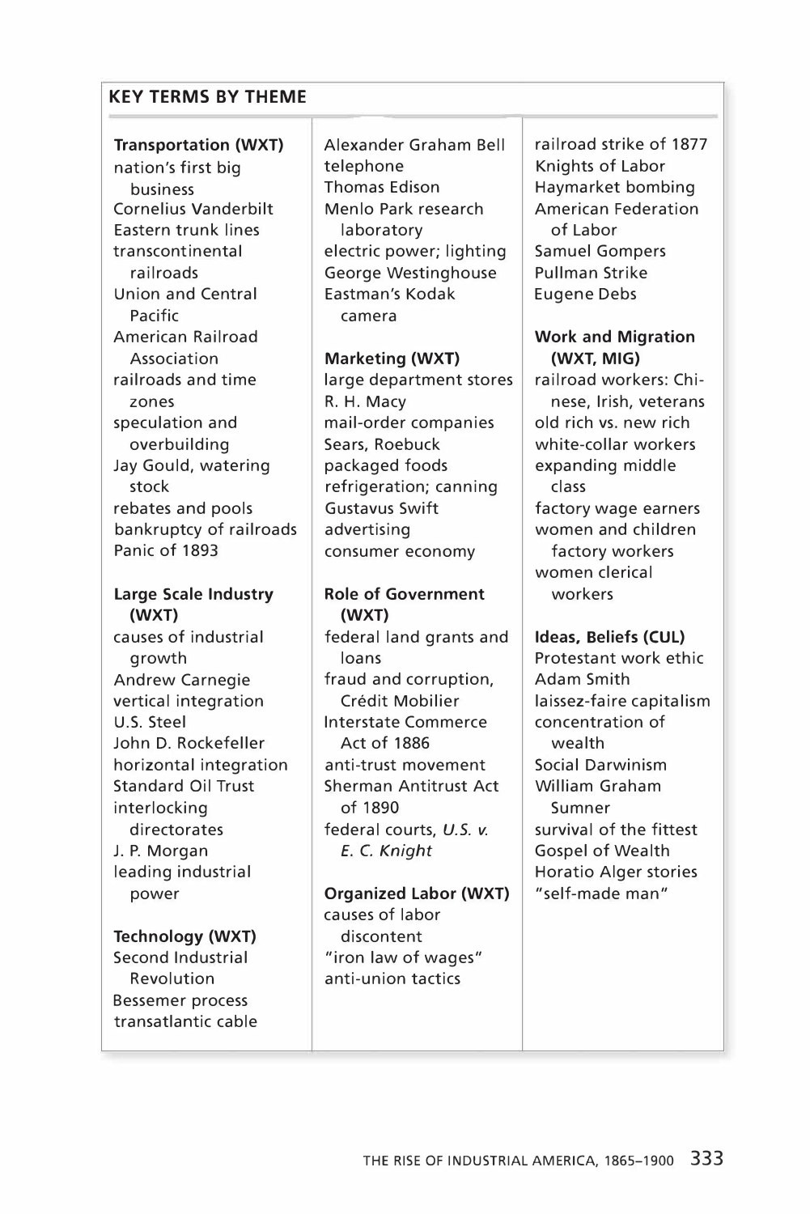## KEY TERMS BY THEME

**Transportation (WXT)**
- nation's first big business
- Cornelius Vanderbilt
- Eastern trunk lines
- transcontinental railroads
- Union and Central Pacific
- American Railroad Association
- railroads and time zones
- speculation and overbuilding
- Jay Gould, watering stock
- rebates and pools
- bankruptcy of railroads
- Panic of 1893

**Large Scale Industry (WXT)**
- causes of industrial growth
- Andrew Carnegie
- vertical integration
- U.S. Steel
- John D. Rockefeller
- horizontal integration
- Standard Oil Trust
- interlocking directorates
- J. P. Morgan
- leading industrial power

**Technology (WXT)**
- Second Industrial Revolution
- Bessemer process
- transatlantic cable
- Alexander Graham Bell telephone
- Thomas Edison
- Menlo Park research laboratory
- electric power; lighting
- George Westinghouse
- Eastman's Kodak camera

**Marketing (WXT)**
- large department stores
- R. H. Macy
- mail-order companies
- Sears, Roebuck
- packaged foods
- refrigeration; canning
- Gustavus Swift
- advertising
- consumer economy

**Role of Government (WXT)**
- federal land grants and loans
- fraud and corruption, Crédit Mobilier
- Interstate Commerce Act of 1886
- anti-trust movement
- Sherman Antitrust Act of 1890
- federal courts, *U.S. v. E. C. Knight*

**Organized Labor (WXT)**
- causes of labor discontent
- "iron law of wages"
- anti-union tactics
- railroad strike of 1877
- Knights of Labor
- Haymarket bombing
- American Federation of Labor
- Samuel Gompers
- Pullman Strike
- Eugene Debs

**Work and Migration (WXT, MIG)**
- railroad workers: Chinese, Irish, veterans
- old rich vs. new rich
- white-collar workers
- expanding middle class
- factory wage earners
- women and children factory workers
- women clerical workers

**Ideas, Beliefs (CUL)**
- Protestant work ethic
- Adam Smith
- laissez-faire capitalism
- concentration of wealth
- Social Darwinism
- William Graham Sumner
- survival of the fittest
- Gospel of Wealth
- Horatio Alger stories
- "self-made man"